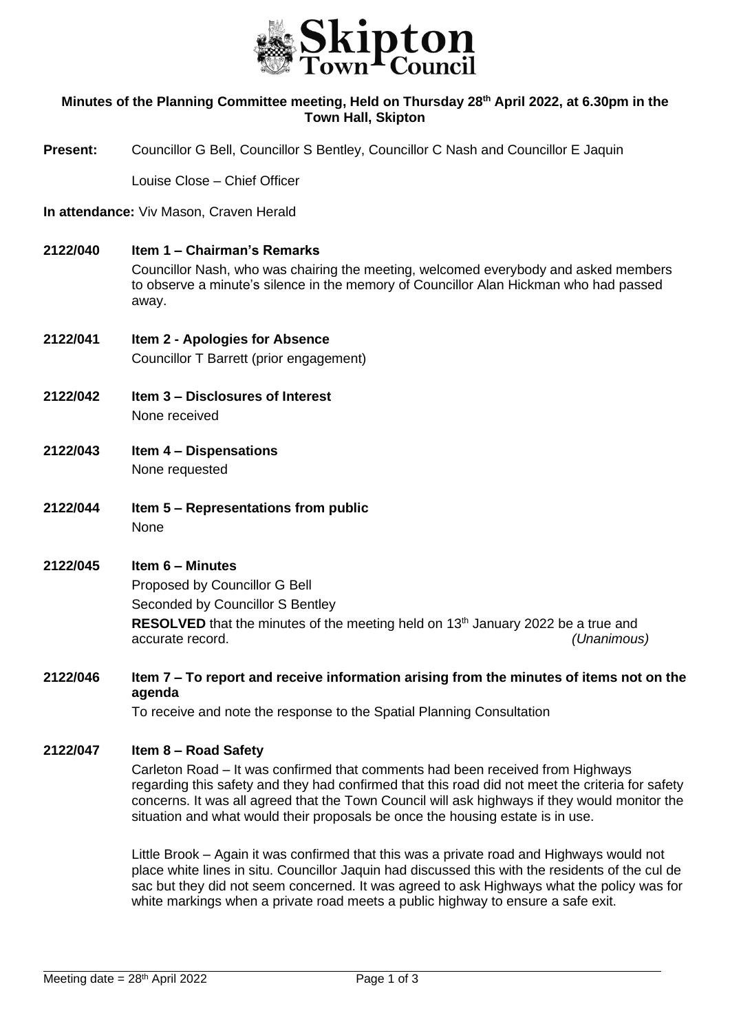**Minutes of the Planning Committee meeting, Held on Thursday 28th April 2022, at 6.30pm in the Town Hall, Skipton**

**Present:** Councillor G Bell, Councillor S Bentley, Councillor C Nash and Councillor E Jaquin

Louise Close – Chief Officer

**In attendance:** Viv Mason, Craven Herald

**2122/040 Item 1 – Chairman's Remarks**

Councillor Nash, who was chairing the meeting, welcomed everybody and asked members to observe a minute's silence in the memory of Councillor Alan Hickman who had passed away.

**2122/041 Item 2 - Apologies for Absence**

Councillor T Barrett (prior engagement)

**2122/042 Item 3 – Disclosures of Interest**

None received

**2122/043 Item 4 – Dispensations**

None requested

**2122/044 Item 5 – Representations from public**

None

**2122/045 Item 6 – Minutes**

Proposed by Councillor G Bell

Seconded by Councillor S Bentley

**RESOLVED** that the minutes of the meeting held on 13th January 2022 be a true and accurate record. *(Unanimous)*

**2122/046 Item 7 – To report and receive information arising from the minutes of items not on the agenda**

To receive and note the response to the Spatial Planning Consultation

**2122/047 Item 8 – Road Safety**

Carleton Road – It was confirmed that comments had been received from Highways regarding this safety and they had confirmed that this road did not meet the criteria for safety concerns. It was all agreed that the Town Council will ask highways if they would monitor the situation and what would their proposals be once the housing estate is in use.

Little Brook – Again it was confirmed that this was a private road and Highways would not place white lines in situ. Councillor Jaquin had discussed this with the residents of the cul de sac but they did not seem concerned. It was agreed to ask Highways what the policy was for white markings when a private road meets a public highway to ensure a safe exit.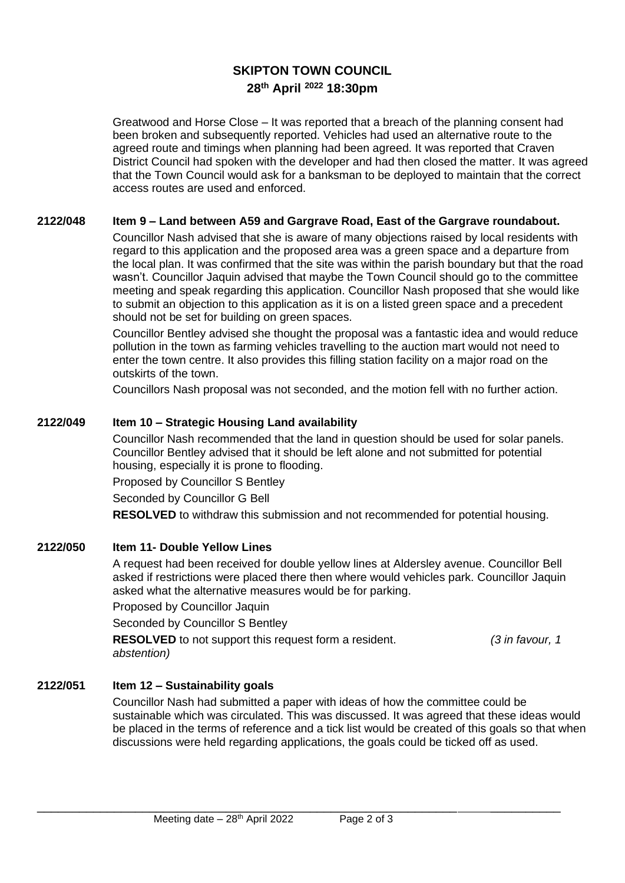# SKIPTON TOWN COUNCIL

## 28th April 2022 18:30pm

Greatwood and Horse Close – It was reported that a breach of the planning consent had been broken and subsequently reported. Vehicles had used an alternative route to the agreed route and timings when planning had been agreed. It was reported that Craven District Council had spoken with the developer and had then closed the matter. It was agreed that the Town Council would ask for a banksman to be deployed to maintain that the correct access routes are used and enforced.

**2122/048 Item 9 – Land between A59 and Gargrave Road, East of the Gargrave roundabout.**

Councillor Nash advised that she is aware of many objections raised by local residents with regard to this application and the proposed area was a green space and a departure from the local plan. It was confirmed that the site was within the parish boundary but that the road wasn't. Councillor Jaquin advised that maybe the Town Council should go to the committee meeting and speak regarding this application. Councillor Nash proposed that she would like to submit an objection to this application as it is on a listed green space and a precedent should not be set for building on green spaces.

Councillor Bentley advised she thought the proposal was a fantastic idea and would reduce pollution in the town as farming vehicles travelling to the auction mart would not need to enter the town centre. It also provides this filling station facility on a major road on the outskirts of the town.

Councillors Nash proposal was not seconded, and the motion fell with no further action.

**2122/049 Item 10 – Strategic Housing Land availability**

Councillor Nash recommended that the land in question should be used for solar panels. Councillor Bentley advised that it should be left alone and not submitted for potential housing, especially it is prone to flooding.

Proposed by Councillor S Bentley

Seconded by Councillor G Bell

**RESOLVED** to withdraw this submission and not recommended for potential housing.

**2122/050 Item 11- Double Yellow Lines**

A request had been received for double yellow lines at Aldersley avenue. Councillor Bell asked if restrictions were placed there then where would vehicles park. Councillor Jaquin asked what the alternative measures would be for parking.

Proposed by Councillor Jaquin

Seconded by Councillor S Bentley

**RESOLVED** to not support this request form a resident. *(3 in favour, 1 abstention)*

**2122/051 Item 12 – Sustainability goals**

Councillor Nash had submitted a paper with ideas of how the committee could be sustainable which was circulated. This was discussed. It was agreed that these ideas would be placed in the terms of reference and a tick list would be created of this goals so that when discussions were held regarding applications, the goals could be ticked off as used.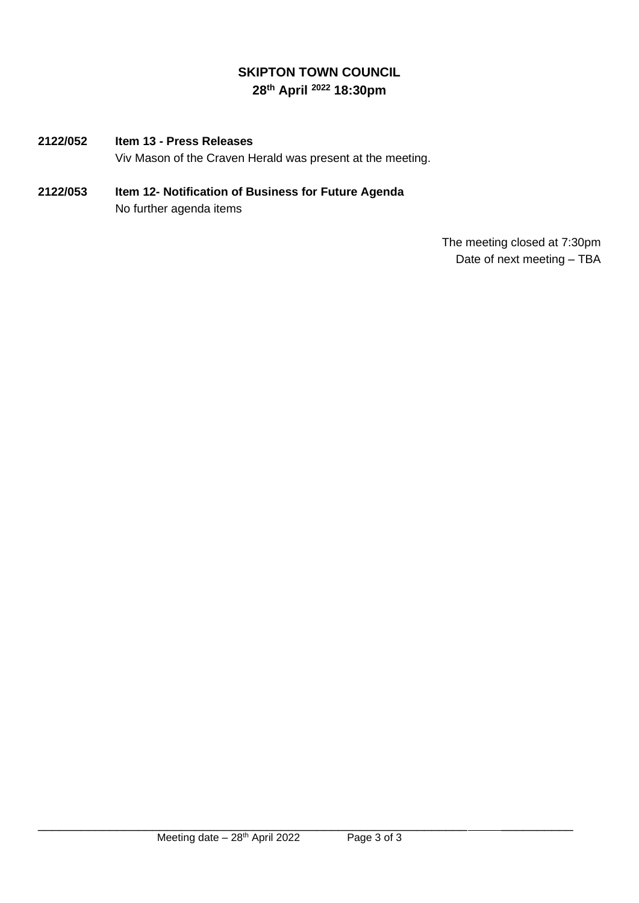**SKIPTON TOWN COUNCIL**
**28th April 2022 18:30pm**

**2122/052 Item 13 - Press Releases**

Viv Mason of the Craven Herald was present at the meeting.

**2122/053 Item 12- Notification of Business for Future Agenda**

No further agenda items

The meeting closed at 7:30pm
Date of next meeting – TBA